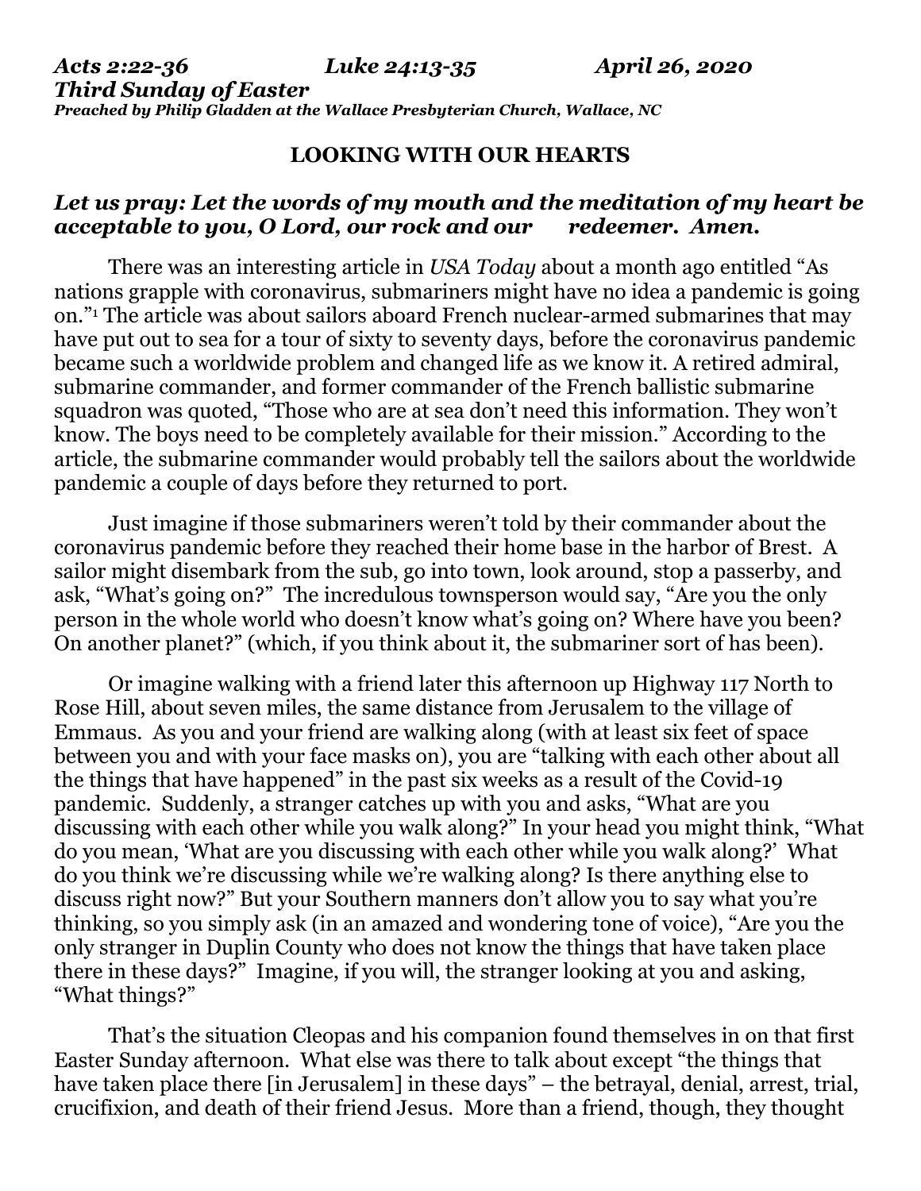***Acts 2:22-36 Luke 24:13-35 April 26, 2020***
***Third Sunday of Easter***
***Preached by Philip Gladden at the Wallace Presbyterian Church, Wallace, NC***

## LOOKING WITH OUR HEARTS

***Let us pray: Let the words of my mouth and the meditation of my heart be acceptable to you, O Lord, our rock and our redeemer. Amen.***

There was an interesting article in *USA Today* about a month ago entitled "As nations grapple with coronavirus, submariners might have no idea a pandemic is going on."[1] The article was about sailors aboard French nuclear-armed submarines that may have put out to sea for a tour of sixty to seventy days, before the coronavirus pandemic became such a worldwide problem and changed life as we know it. A retired admiral, submarine commander, and former commander of the French ballistic submarine squadron was quoted, "Those who are at sea don't need this information. They won't know. The boys need to be completely available for their mission." According to the article, the submarine commander would probably tell the sailors about the worldwide pandemic a couple of days before they returned to port.

Just imagine if those submariners weren't told by their commander about the coronavirus pandemic before they reached their home base in the harbor of Brest. A sailor might disembark from the sub, go into town, look around, stop a passerby, and ask, "What's going on?" The incredulous townsperson would say, "Are you the only person in the whole world who doesn't know what's going on? Where have you been? On another planet?" (which, if you think about it, the submariner sort of has been).

Or imagine walking with a friend later this afternoon up Highway 117 North to Rose Hill, about seven miles, the same distance from Jerusalem to the village of Emmaus. As you and your friend are walking along (with at least six feet of space between you and with your face masks on), you are "talking with each other about all the things that have happened" in the past six weeks as a result of the Covid-19 pandemic. Suddenly, a stranger catches up with you and asks, "What are you discussing with each other while you walk along?" In your head you might think, "What do you mean, 'What are you discussing with each other while you walk along?' What do you think we're discussing while we're walking along? Is there anything else to discuss right now?" But your Southern manners don't allow you to say what you're thinking, so you simply ask (in an amazed and wondering tone of voice), "Are you the only stranger in Duplin County who does not know the things that have taken place there in these days?" Imagine, if you will, the stranger looking at you and asking, "What things?"

That's the situation Cleopas and his companion found themselves in on that first Easter Sunday afternoon. What else was there to talk about except "the things that have taken place there [in Jerusalem] in these days" – the betrayal, denial, arrest, trial, crucifixion, and death of their friend Jesus. More than a friend, though, they thought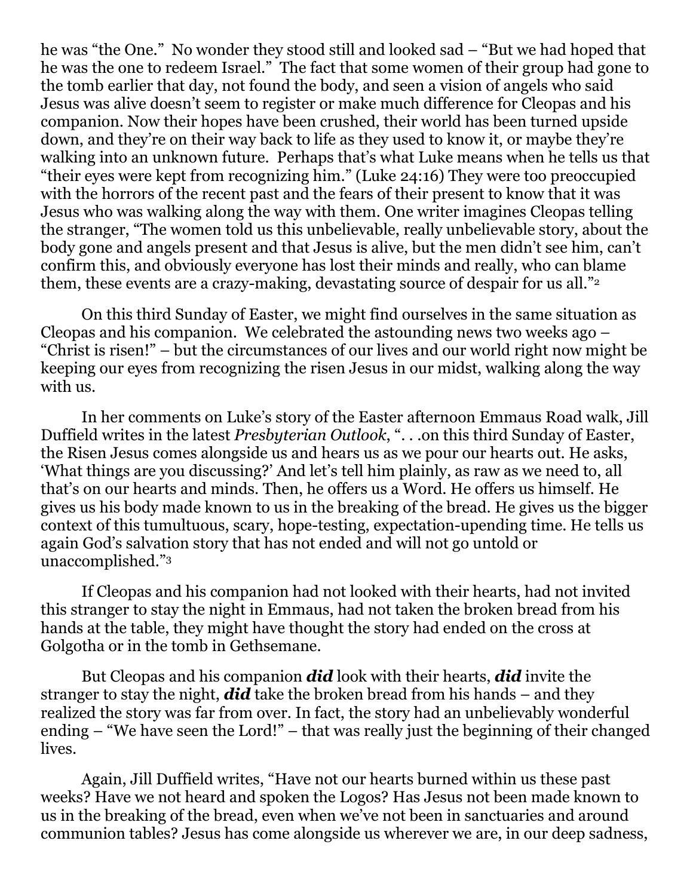he was "the One." No wonder they stood still and looked sad – "But we had hoped that he was the one to redeem Israel." The fact that some women of their group had gone to the tomb earlier that day, not found the body, and seen a vision of angels who said Jesus was alive doesn't seem to register or make much difference for Cleopas and his companion. Now their hopes have been crushed, their world has been turned upside down, and they're on their way back to life as they used to know it, or maybe they're walking into an unknown future. Perhaps that's what Luke means when he tells us that "their eyes were kept from recognizing him." (Luke 24:16) They were too preoccupied with the horrors of the recent past and the fears of their present to know that it was Jesus who was walking along the way with them. One writer imagines Cleopas telling the stranger, "The women told us this unbelievable, really unbelievable story, about the body gone and angels present and that Jesus is alive, but the men didn't see him, can't confirm this, and obviously everyone has lost their minds and really, who can blame them, these events are a crazy-making, devastating source of despair for us all."[2]

On this third Sunday of Easter, we might find ourselves in the same situation as Cleopas and his companion. We celebrated the astounding news two weeks ago – "Christ is risen!" – but the circumstances of our lives and our world right now might be keeping our eyes from recognizing the risen Jesus in our midst, walking along the way with us.

In her comments on Luke's story of the Easter afternoon Emmaus Road walk, Jill Duffield writes in the latest *Presbyterian Outlook*, ". . .on this third Sunday of Easter, the Risen Jesus comes alongside us and hears us as we pour our hearts out. He asks, 'What things are you discussing?' And let's tell him plainly, as raw as we need to, all that's on our hearts and minds. Then, he offers us a Word. He offers us himself. He gives us his body made known to us in the breaking of the bread. He gives us the bigger context of this tumultuous, scary, hope-testing, expectation-upending time. He tells us again God's salvation story that has not ended and will not go untold or unaccomplished."[3]

If Cleopas and his companion had not looked with their hearts, had not invited this stranger to stay the night in Emmaus, had not taken the broken bread from his hands at the table, they might have thought the story had ended on the cross at Golgotha or in the tomb in Gethsemane.

But Cleopas and his companion ***did*** look with their hearts, ***did*** invite the stranger to stay the night, ***did*** take the broken bread from his hands – and they realized the story was far from over. In fact, the story had an unbelievably wonderful ending – "We have seen the Lord!" – that was really just the beginning of their changed lives.

Again, Jill Duffield writes, "Have not our hearts burned within us these past weeks? Have we not heard and spoken the Logos? Has Jesus not been made known to us in the breaking of the bread, even when we've not been in sanctuaries and around communion tables? Jesus has come alongside us wherever we are, in our deep sadness,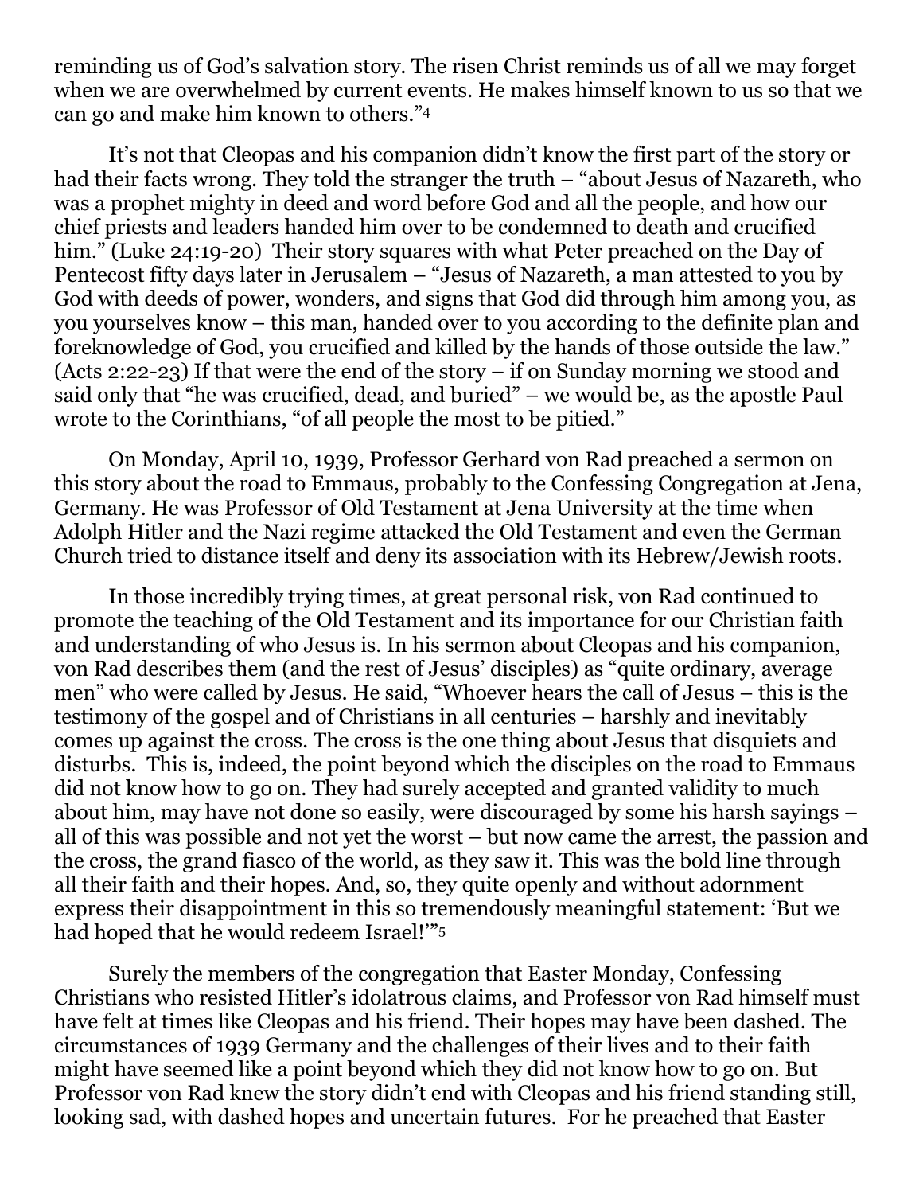reminding us of God's salvation story. The risen Christ reminds us of all we may forget when we are overwhelmed by current events. He makes himself known to us so that we can go and make him known to others."[4]

It's not that Cleopas and his companion didn't know the first part of the story or had their facts wrong. They told the stranger the truth – "about Jesus of Nazareth, who was a prophet mighty in deed and word before God and all the people, and how our chief priests and leaders handed him over to be condemned to death and crucified him." (Luke 24:19-20) Their story squares with what Peter preached on the Day of Pentecost fifty days later in Jerusalem – "Jesus of Nazareth, a man attested to you by God with deeds of power, wonders, and signs that God did through him among you, as you yourselves know – this man, handed over to you according to the definite plan and foreknowledge of God, you crucified and killed by the hands of those outside the law." (Acts 2:22-23) If that were the end of the story – if on Sunday morning we stood and said only that "he was crucified, dead, and buried" – we would be, as the apostle Paul wrote to the Corinthians, "of all people the most to be pitied."

On Monday, April 10, 1939, Professor Gerhard von Rad preached a sermon on this story about the road to Emmaus, probably to the Confessing Congregation at Jena, Germany. He was Professor of Old Testament at Jena University at the time when Adolph Hitler and the Nazi regime attacked the Old Testament and even the German Church tried to distance itself and deny its association with its Hebrew/Jewish roots.

In those incredibly trying times, at great personal risk, von Rad continued to promote the teaching of the Old Testament and its importance for our Christian faith and understanding of who Jesus is. In his sermon about Cleopas and his companion, von Rad describes them (and the rest of Jesus' disciples) as "quite ordinary, average men" who were called by Jesus. He said, "Whoever hears the call of Jesus – this is the testimony of the gospel and of Christians in all centuries – harshly and inevitably comes up against the cross. The cross is the one thing about Jesus that disquiets and disturbs. This is, indeed, the point beyond which the disciples on the road to Emmaus did not know how to go on. They had surely accepted and granted validity to much about him, may have not done so easily, were discouraged by some his harsh sayings – all of this was possible and not yet the worst – but now came the arrest, the passion and the cross, the grand fiasco of the world, as they saw it. This was the bold line through all their faith and their hopes. And, so, they quite openly and without adornment express their disappointment in this so tremendously meaningful statement: 'But we had hoped that he would redeem Israel!'"[5]

Surely the members of the congregation that Easter Monday, Confessing Christians who resisted Hitler's idolatrous claims, and Professor von Rad himself must have felt at times like Cleopas and his friend. Their hopes may have been dashed. The circumstances of 1939 Germany and the challenges of their lives and to their faith might have seemed like a point beyond which they did not know how to go on. But Professor von Rad knew the story didn't end with Cleopas and his friend standing still, looking sad, with dashed hopes and uncertain futures. For he preached that Easter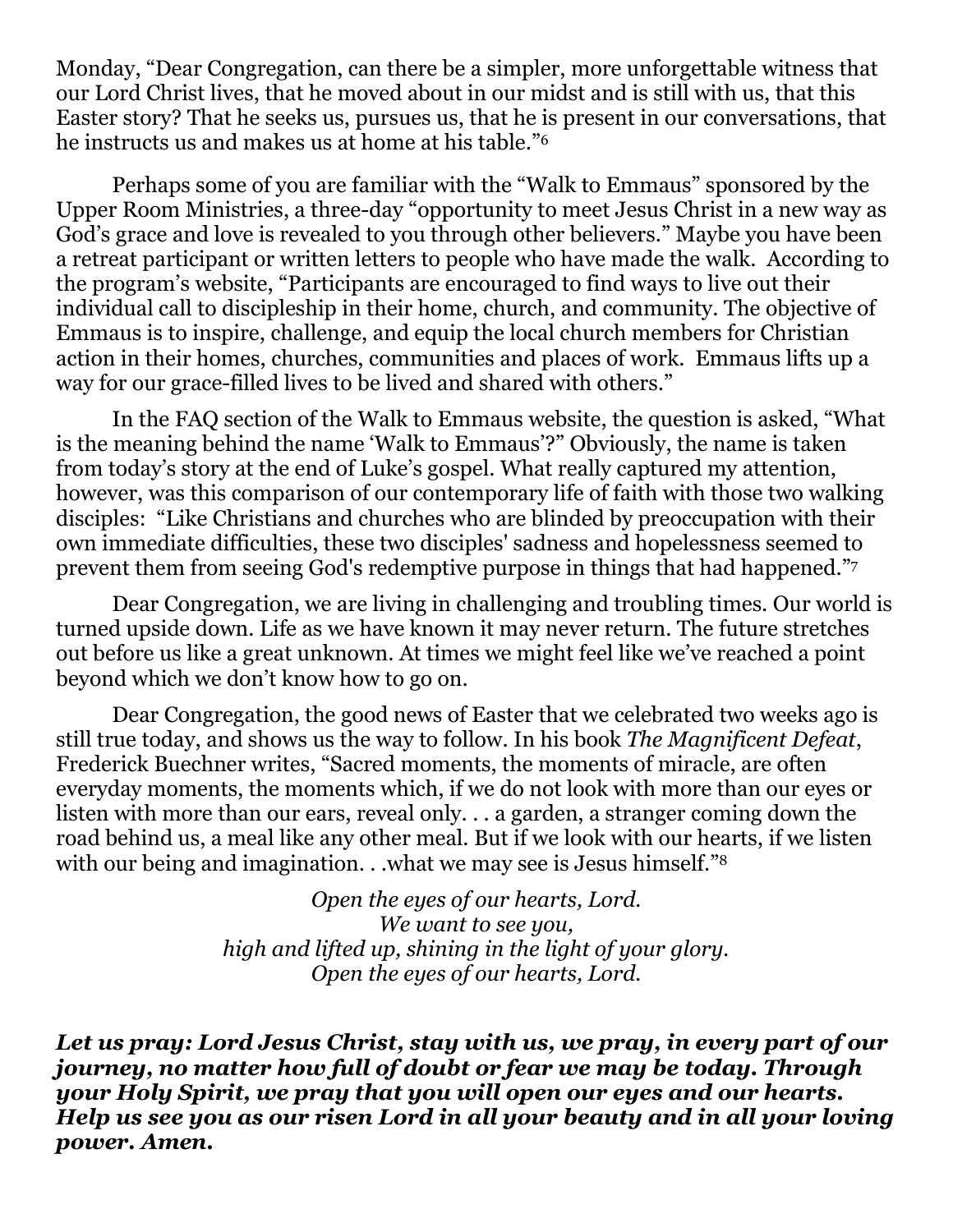Monday, "Dear Congregation, can there be a simpler, more unforgettable witness that our Lord Christ lives, that he moved about in our midst and is still with us, that this Easter story? That he seeks us, pursues us, that he is present in our conversations, that he instructs us and makes us at home at his table."[6]

Perhaps some of you are familiar with the "Walk to Emmaus" sponsored by the Upper Room Ministries, a three-day "opportunity to meet Jesus Christ in a new way as God's grace and love is revealed to you through other believers." Maybe you have been a retreat participant or written letters to people who have made the walk. According to the program's website, "Participants are encouraged to find ways to live out their individual call to discipleship in their home, church, and community. The objective of Emmaus is to inspire, challenge, and equip the local church members for Christian action in their homes, churches, communities and places of work. Emmaus lifts up a way for our grace-filled lives to be lived and shared with others."

In the FAQ section of the Walk to Emmaus website, the question is asked, "What is the meaning behind the name 'Walk to Emmaus'?" Obviously, the name is taken from today's story at the end of Luke's gospel. What really captured my attention, however, was this comparison of our contemporary life of faith with those two walking disciples: "Like Christians and churches who are blinded by preoccupation with their own immediate difficulties, these two disciples' sadness and hopelessness seemed to prevent them from seeing God's redemptive purpose in things that had happened."[7]

Dear Congregation, we are living in challenging and troubling times. Our world is turned upside down. Life as we have known it may never return. The future stretches out before us like a great unknown. At times we might feel like we've reached a point beyond which we don't know how to go on.

Dear Congregation, the good news of Easter that we celebrated two weeks ago is still true today, and shows us the way to follow. In his book *The Magnificent Defeat*, Frederick Buechner writes, "Sacred moments, the moments of miracle, are often everyday moments, the moments which, if we do not look with more than our eyes or listen with more than our ears, reveal only. . . a garden, a stranger coming down the road behind us, a meal like any other meal. But if we look with our hearts, if we listen with our being and imagination. . .what we may see is Jesus himself."[8]

*Open the eyes of our hearts, Lord.*
*We want to see you,*
*high and lifted up, shining in the light of your glory.*
*Open the eyes of our hearts, Lord.*

***Let us pray: Lord Jesus Christ, stay with us, we pray, in every part of our journey, no matter how full of doubt or fear we may be today. Through your Holy Spirit, we pray that you will open our eyes and our hearts. Help us see you as our risen Lord in all your beauty and in all your loving power. Amen.***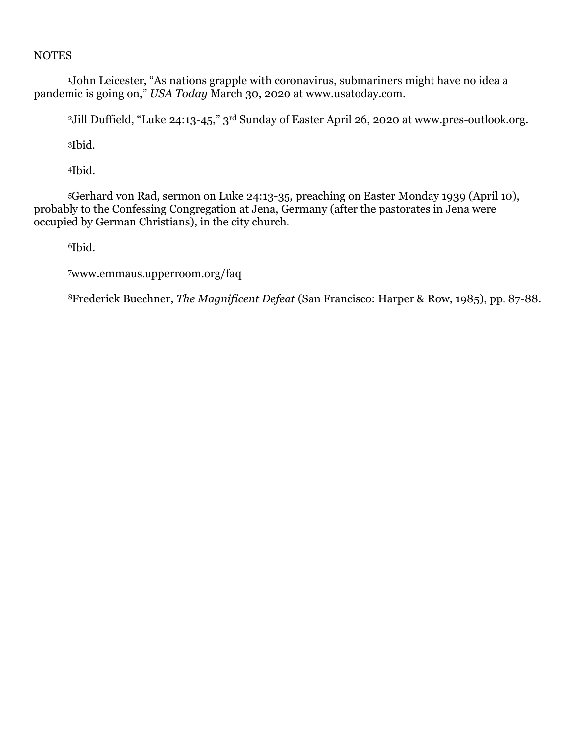NOTES

[1]John Leicester, "As nations grapple with coronavirus, submariners might have no idea a pandemic is going on," *USA Today* March 30, 2020 at www.usatoday.com.

[2]Jill Duffield, "Luke 24:13-45," 3rd Sunday of Easter April 26, 2020 at www.pres-outlook.org.

[3]Ibid.

[4]Ibid.

[5]Gerhard von Rad, sermon on Luke 24:13-35, preaching on Easter Monday 1939 (April 10), probably to the Confessing Congregation at Jena, Germany (after the pastorates in Jena were occupied by German Christians), in the city church.

[6]Ibid.

[7]www.emmaus.upperroom.org/faq

[8]Frederick Buechner, *The Magnificent Defeat* (San Francisco: Harper & Row, 1985), pp. 87-88.